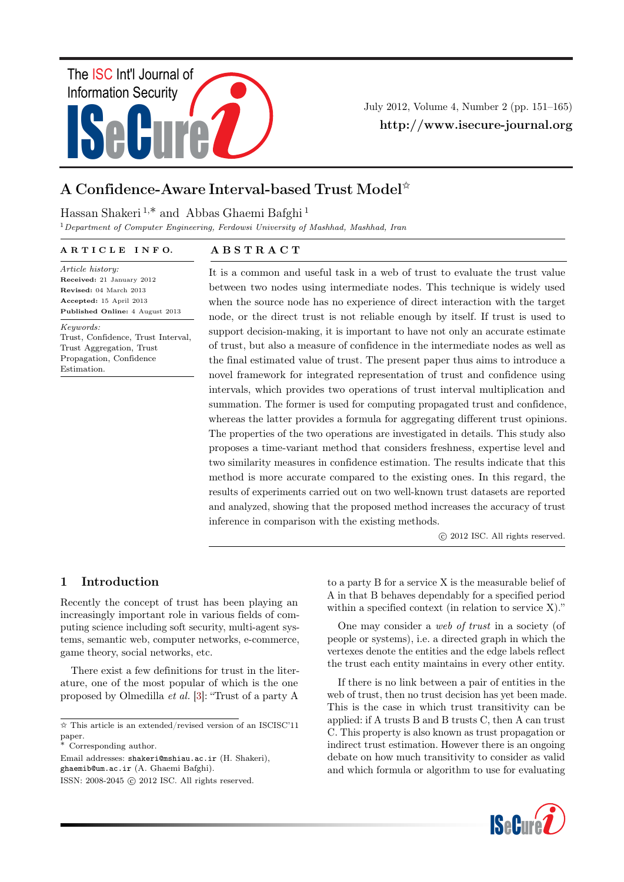# A Confidence-Aware Interval-based Trust Model☆

Hassan Shakeri [1,*] and Abbas Ghaemi Bafghi [1]

[1] *Department of Computer Engineering, Ferdowsi University of Mashhad, Mashhad, Iran*

**ARTICLE INFO.**

*Article history:*
**Received:** 21 January 2012
**Revised:** 04 March 2013
**Accepted:** 15 April 2013
**Published Online:** 4 August 2013

*Keywords:*
Trust, Confidence, Trust Interval, Trust Aggregation, Trust Propagation, Confidence Estimation.

**ABSTRACT**

It is a common and useful task in a web of trust to evaluate the trust value between two nodes using intermediate nodes. This technique is widely used when the source node has no experience of direct interaction with the target node, or the direct trust is not reliable enough by itself. If trust is used to support decision-making, it is important to have not only an accurate estimate of trust, but also a measure of confidence in the intermediate nodes as well as the final estimated value of trust. The present paper thus aims to introduce a novel framework for integrated representation of trust and confidence using intervals, which provides two operations of trust interval multiplication and summation. The former is used for computing propagated trust and confidence, whereas the latter provides a formula for aggregating different trust opinions. The properties of the two operations are investigated in details. This study also proposes a time-variant method that considers freshness, expertise level and two similarity measures in confidence estimation. The results indicate that this method is more accurate compared to the existing ones. In this regard, the results of experiments carried out on two well-known trust datasets are reported and analyzed, showing that the proposed method increases the accuracy of trust inference in comparison with the existing methods.

© 2012 ISC. All rights reserved.

## 1 Introduction

Recently the concept of trust has been playing an increasingly important role in various fields of computing science including soft security, multi-agent systems, semantic web, computer networks, e-commerce, game theory, social networks, etc.

There exist a few definitions for trust in the literature, one of the most popular of which is the one proposed by Olmedilla *et al.* [3]: "Trust of a party A to a party B for a service X is the measurable belief of A in that B behaves dependably for a specified period within a specified context (in relation to service X)."

One may consider a *web of trust* in a society (of people or systems), i.e. a directed graph in which the vertexes denote the entities and the edge labels reflect the trust each entity maintains in every other entity.

If there is no link between a pair of entities in the web of trust, then no trust decision has yet been made. This is the case in which trust transitivity can be applied: if A trusts B and B trusts C, then A can trust C. This property is also known as trust propagation or indirect trust estimation. However there is an ongoing debate on how much transitivity to consider as valid and which formula or algorithm to use for evaluating

☆ This article is an extended/revised version of an ISCISC'11 paper.
\* Corresponding author.
Email addresses: shakeri@mshiau.ac.ir (H. Shakeri), ghaemib@um.ac.ir (A. Ghaemi Bafghi).
ISSN: 2008-2045 © 2012 ISC. All rights reserved.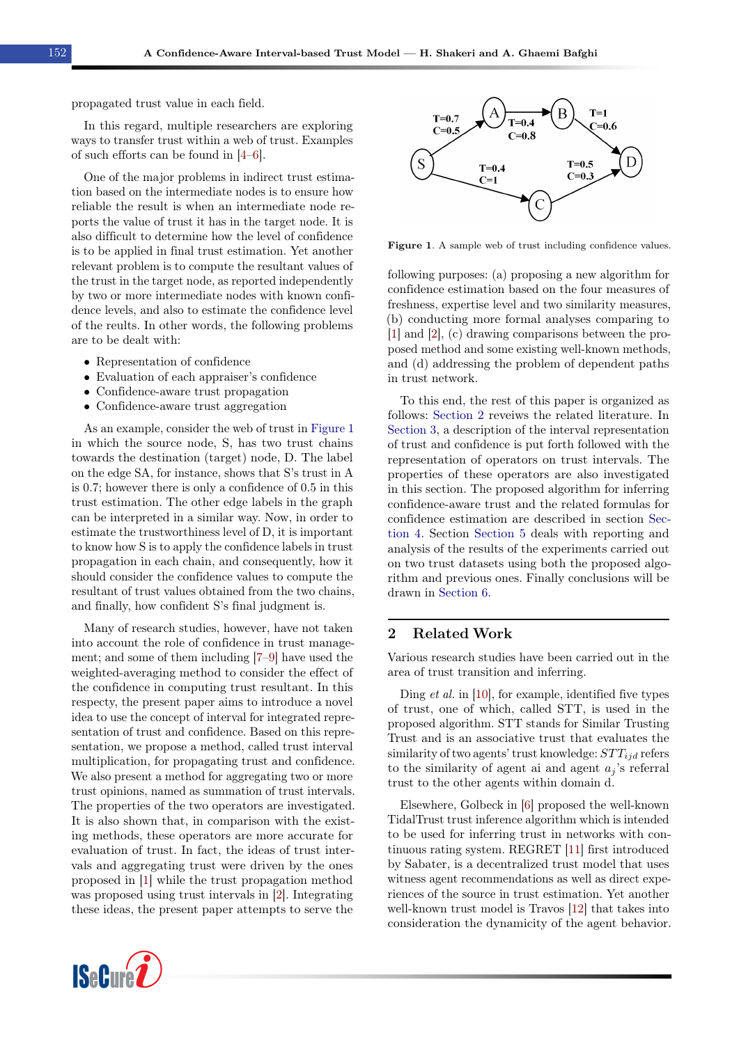propagated trust value in each field.

In this regard, multiple researchers are exploring ways to transfer trust within a web of trust. Examples of such efforts can be found in [4–6].

One of the major problems in indirect trust estimation based on the intermediate nodes is to ensure how reliable the result is when an intermediate node reports the value of trust it has in the target node. It is also difficult to determine how the level of confidence is to be applied in final trust estimation. Yet another relevant problem is to compute the resultant values of the trust in the target node, as reported independently by two or more intermediate nodes with known confidence levels, and also to estimate the confidence level of the reults. In other words, the following problems are to be dealt with:

- Representation of confidence
- Evaluation of each appraiser's confidence
- Confidence-aware trust propagation
- Confidence-aware trust aggregation

As an example, consider the web of trust in Figure 1 in which the source node, S, has two trust chains towards the destination (target) node, D. The label on the edge SA, for instance, shows that S's trust in A is 0.7; however there is only a confidence of 0.5 in this trust estimation. The other edge labels in the graph can be interpreted in a similar way. Now, in order to estimate the trustworthiness level of D, it is important to know how S is to apply the confidence labels in trust propagation in each chain, and consequently, how it should consider the confidence values to compute the resultant of trust values obtained from the two chains, and finally, how confident S's final judgment is.

Many of research studies, however, have not taken into account the role of confidence in trust management; and some of them including [7–9] have used the weighted-averaging method to consider the effect of the confidence in computing trust resultant. In this respecty, the present paper aims to introduce a novel idea to use the concept of interval for integrated representation of trust and confidence. Based on this representation, we propose a method, called trust interval multiplication, for propagating trust and confidence. We also present a method for aggregating two or more trust opinions, named as summation of trust intervals. The properties of the two operators are investigated. It is also shown that, in comparison with the existing methods, these operators are more accurate for evaluation of trust. In fact, the ideas of trust intervals and aggregating trust were driven by the ones proposed in [1] while the trust propagation method was proposed using trust intervals in [2]. Integrating these ideas, the present paper attempts to serve the following purposes: (a) proposing a new algorithm for confidence estimation based on the four measures of freshness, expertise level and two similarity measures, (b) conducting more formal analyses comparing to [1] and [2], (c) drawing comparisons between the proposed method and some existing well-known methods, and (d) addressing the problem of dependent paths in trust network.

Figure 1. A sample web of trust including confidence values.

To this end, the rest of this paper is organized as follows: Section 2 reveiws the related literature. In Section 3, a description of the interval representation of trust and confidence is put forth followed with the representation of operators on trust intervals. The properties of these operators are also investigated in this section. The proposed algorithm for inferring confidence-aware trust and the related formulas for confidence estimation are described in section Section 4. Section Section 5 deals with reporting and analysis of the results of the experiments carried out on two trust datasets using both the proposed algorithm and previous ones. Finally conclusions will be drawn in Section 6.

## 2 Related Work

Various research studies have been carried out in the area of trust transition and inferring.

Ding *et al.* in [10], for example, identified five types of trust, one of which, called STT, is used in the proposed algorithm. STT stands for Similar Trusting Trust and is an associative trust that evaluates the similarity of two agents' trust knowledge: $STT_{ijd}$ refers to the similarity of agent ai and agent $a_j$'s referral trust to the other agents within domain d.

Elsewhere, Golbeck in [6] proposed the well-known TidalTrust trust inference algorithm which is intended to be used for inferring trust in networks with continuous rating system. REGRET [11] first introduced by Sabater, is a decentralized trust model that uses witness agent recommendations as well as direct experiences of the source in trust estimation. Yet another well-known trust model is Travos [12] that takes into consideration the dynamicity of the agent behavior.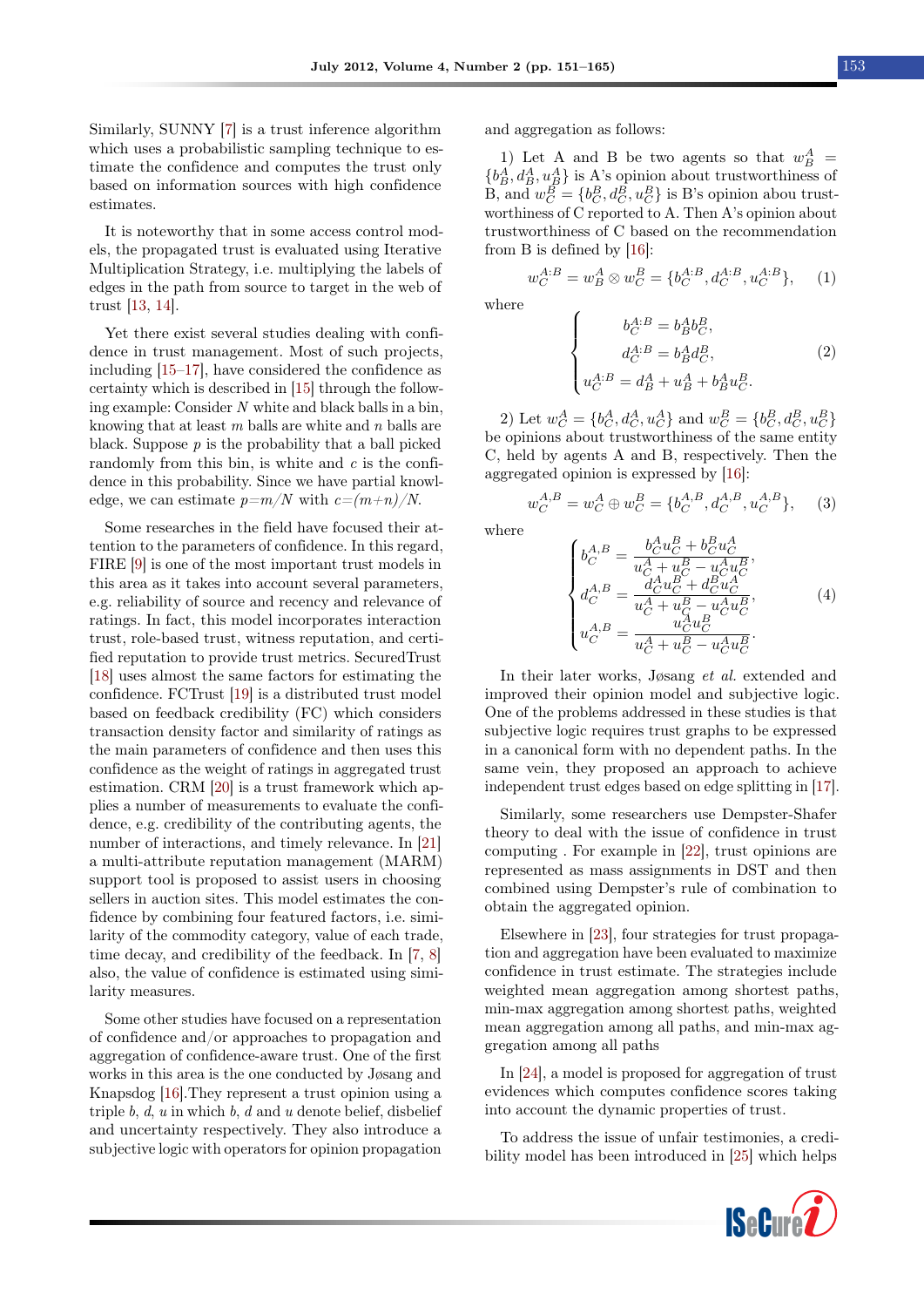Similarly, SUNNY [7] is a trust inference algorithm which uses a probabilistic sampling technique to estimate the confidence and computes the trust only based on information sources with high confidence estimates.

It is noteworthy that in some access control models, the propagated trust is evaluated using Iterative Multiplication Strategy, i.e. multiplying the labels of edges in the path from source to target in the web of trust [13, 14].

Yet there exist several studies dealing with confidence in trust management. Most of such projects, including [15–17], have considered the confidence as certainty which is described in [15] through the following example: Consider $N$ white and black balls in a bin, knowing that at least $m$ balls are white and $n$ balls are black. Suppose $p$ is the probability that a ball picked randomly from this bin, is white and $c$ is the confidence in this probability. Since we have partial knowledge, we can estimate $p=m/N$ with $c=(m+n)/N$.

Some researches in the field have focused their attention to the parameters of confidence. In this regard, FIRE [9] is one of the most important trust models in this area as it takes into account several parameters, e.g. reliability of source and recency and relevance of ratings. In fact, this model incorporates interaction trust, role-based trust, witness reputation, and certified reputation to provide trust metrics. SecuredTrust [18] uses almost the same factors for estimating the confidence. FCTrust [19] is a distributed trust model based on feedback credibility (FC) which considers transaction density factor and similarity of ratings as the main parameters of confidence and then uses this confidence as the weight of ratings in aggregated trust estimation. CRM [20] is a trust framework which applies a number of measurements to evaluate the confidence, e.g. credibility of the contributing agents, the number of interactions, and timely relevance. In [21] a multi-attribute reputation management (MARM) support tool is proposed to assist users in choosing sellers in auction sites. This model estimates the confidence by combining four featured factors, i.e. similarity of the commodity category, value of each trade, time decay, and credibility of the feedback. In [7, 8] also, the value of confidence is estimated using similarity measures.

Some other studies have focused on a representation of confidence and/or approaches to propagation and aggregation of confidence-aware trust. One of the first works in this area is the one conducted by Jøsang and Knapsdog [16].They represent a trust opinion using a triple $b$, $d$, $u$ in which $b$, $d$ and $u$ denote belief, disbelief and uncertainty respectively. They also introduce a subjective logic with operators for opinion propagation and aggregation as follows:

1) Let A and B be two agents so that $w_B^A = \{b_B^A, d_B^A, u_B^A\}$ is A's opinion about trustworthiness of B, and $w_C^B = \{b_C^B, d_C^B, u_C^B\}$ is B's opinion abou trustworthiness of C reported to A. Then A's opinion about trustworthiness of C based on the recommendation from B is defined by [16]:

$$w_C^{A:B} = w_B^A \otimes w_C^B = \{b_C^{A:B}, d_C^{A:B}, u_C^{A:B}\}, \quad (1)$$

where

$$\begin{cases} b_C^{A:B} = b_B^A b_C^B, \\ d_C^{A:B} = b_B^A d_C^B, \\ u_C^{A:B} = d_B^A + u_B^A + b_B^A u_C^B. \end{cases} \quad (2)$$

2) Let $w_C^A = \{b_C^A, d_C^A, u_C^A\}$ and $w_C^B = \{b_C^B, d_C^B, u_C^B\}$ be opinions about trustworthiness of the same entity C, held by agents A and B, respectively. Then the aggregated opinion is expressed by [16]:

$$w_C^{A,B} = w_C^A \oplus w_C^B = \{b_C^{A,B}, d_C^{A,B}, u_C^{A,B}\}, \quad (3)$$

where

$$\begin{cases} b_C^{A,B} = \dfrac{b_C^A u_C^B + b_C^B u_C^A}{u_C^A + u_C^B - u_C^A u_C^B}, \\ d_C^{A,B} = \dfrac{d_C^A u_C^B + d_C^B u_C^A}{u_C^A + u_C^B - u_C^A u_C^B}, \\ u_C^{A,B} = \dfrac{u_C^A u_C^B}{u_C^A + u_C^B - u_C^A u_C^B}. \end{cases} \quad (4)$$

In their later works, Jøsang *et al.* extended and improved their opinion model and subjective logic. One of the problems addressed in these studies is that subjective logic requires trust graphs to be expressed in a canonical form with no dependent paths. In the same vein, they proposed an approach to achieve independent trust edges based on edge splitting in [17].

Similarly, some researchers use Dempster-Shafer theory to deal with the issue of confidence in trust computing . For example in [22], trust opinions are represented as mass assignments in DST and then combined using Dempster's rule of combination to obtain the aggregated opinion.

Elsewhere in [23], four strategies for trust propagation and aggregation have been evaluated to maximize confidence in trust estimate. The strategies include weighted mean aggregation among shortest paths, min-max aggregation among shortest paths, weighted mean aggregation among all paths, and min-max aggregation among all paths

In [24], a model is proposed for aggregation of trust evidences which computes confidence scores taking into account the dynamic properties of trust.

To address the issue of unfair testimonies, a credibility model has been introduced in [25] which helps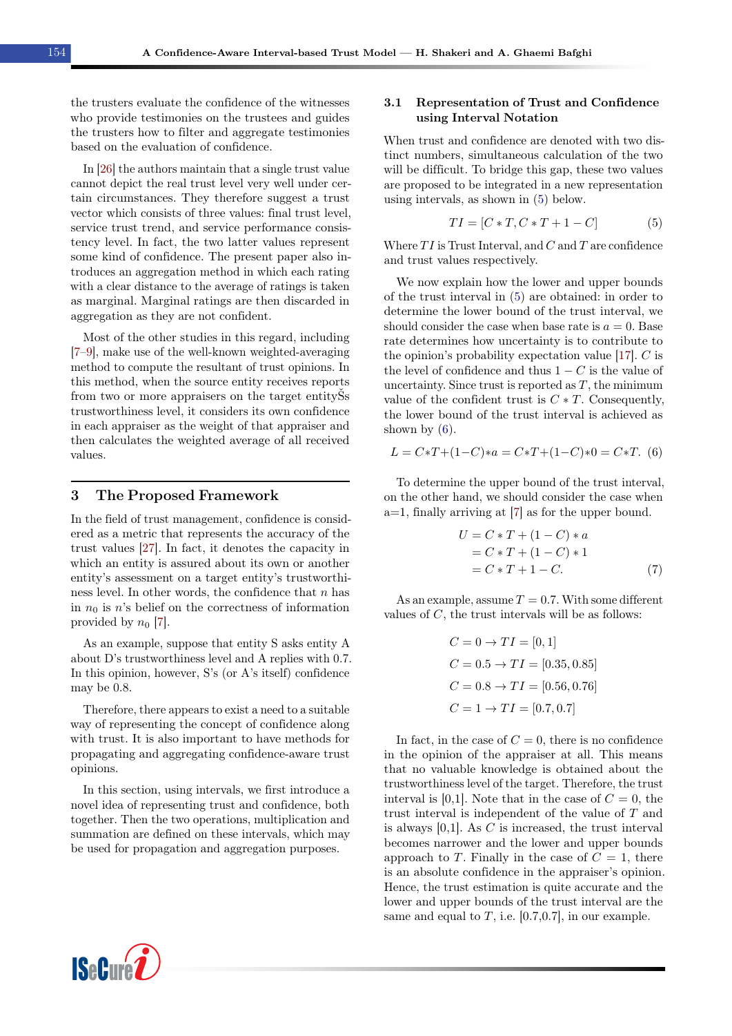the trusters evaluate the confidence of the witnesses who provide testimonies on the trustees and guides the trusters how to filter and aggregate testimonies based on the evaluation of confidence.

In [26] the authors maintain that a single trust value cannot depict the real trust level very well under certain circumstances. They therefore suggest a trust vector which consists of three values: final trust level, service trust trend, and service performance consistency level. In fact, the two latter values represent some kind of confidence. The present paper also introduces an aggregation method in which each rating with a clear distance to the average of ratings is taken as marginal. Marginal ratings are then discarded in aggregation as they are not confident.

Most of the other studies in this regard, including [7–9], make use of the well-known weighted-averaging method to compute the resultant of trust opinions. In this method, when the source entity receives reports from two or more appraisers on the target entityŠs trustworthiness level, it considers its own confidence in each appraiser as the weight of that appraiser and then calculates the weighted average of all received values.

## 3 The Proposed Framework

In the field of trust management, confidence is considered as a metric that represents the accuracy of the trust values [27]. In fact, it denotes the capacity in which an entity is assured about its own or another entity's assessment on a target entity's trustworthiness level. In other words, the confidence that $n$ has in $n_0$ is $n$'s belief on the correctness of information provided by $n_0$ [7].

As an example, suppose that entity S asks entity A about D's trustworthiness level and A replies with 0.7. In this opinion, however, S's (or A's itself) confidence may be 0.8.

Therefore, there appears to exist a need to a suitable way of representing the concept of confidence along with trust. It is also important to have methods for propagating and aggregating confidence-aware trust opinions.

In this section, using intervals, we first introduce a novel idea of representing trust and confidence, both together. Then the two operations, multiplication and summation are defined on these intervals, which may be used for propagation and aggregation purposes.

### 3.1 Representation of Trust and Confidence using Interval Notation

When trust and confidence are denoted with two distinct numbers, simultaneous calculation of the two will be difficult. To bridge this gap, these two values are proposed to be integrated in a new representation using intervals, as shown in (5) below.

$$TI = [C * T, C * T + 1 - C] \tag{5}$$

Where $TI$ is Trust Interval, and $C$ and $T$ are confidence and trust values respectively.

We now explain how the lower and upper bounds of the trust interval in (5) are obtained: in order to determine the lower bound of the trust interval, we should consider the case when base rate is $a = 0$. Base rate determines how uncertainty is to contribute to the opinion's probability expectation value [17]. $C$ is the level of confidence and thus $1 - C$ is the value of uncertainty. Since trust is reported as $T$, the minimum value of the confident trust is $C * T$. Consequently, the lower bound of the trust interval is achieved as shown by (6).

$$L = C*T+(1-C)*a = C*T+(1-C)*0 = C*T. \tag{6}$$

To determine the upper bound of the trust interval, on the other hand, we should consider the case when a=1, finally arriving at [7] as for the upper bound.

$$\begin{aligned} U &= C * T + (1 - C) * a \\ &= C * T + (1 - C) * 1 \\ &= C * T + 1 - C. \end{aligned} \tag{7}$$

As an example, assume $T = 0.7$. With some different values of $C$, the trust intervals will be as follows:

$$C = 0 \to TI = [0, 1]$$

$$C = 0.5 \to TI = [0.35, 0.85]$$

$$C = 0.8 \to TI = [0.56, 0.76]$$

$$C = 1 \to TI = [0.7, 0.7]$$

In fact, in the case of $C = 0$, there is no confidence in the opinion of the appraiser at all. This means that no valuable knowledge is obtained about the trustworthiness level of the target. Therefore, the trust interval is [0,1]. Note that in the case of $C = 0$, the trust interval is independent of the value of $T$ and is always [0,1]. As $C$ is increased, the trust interval becomes narrower and the lower and upper bounds approach to $T$. Finally in the case of $C = 1$, there is an absolute confidence in the appraiser's opinion. Hence, the trust estimation is quite accurate and the lower and upper bounds of the trust interval are the same and equal to $T$, i.e. [0.7,0.7], in our example.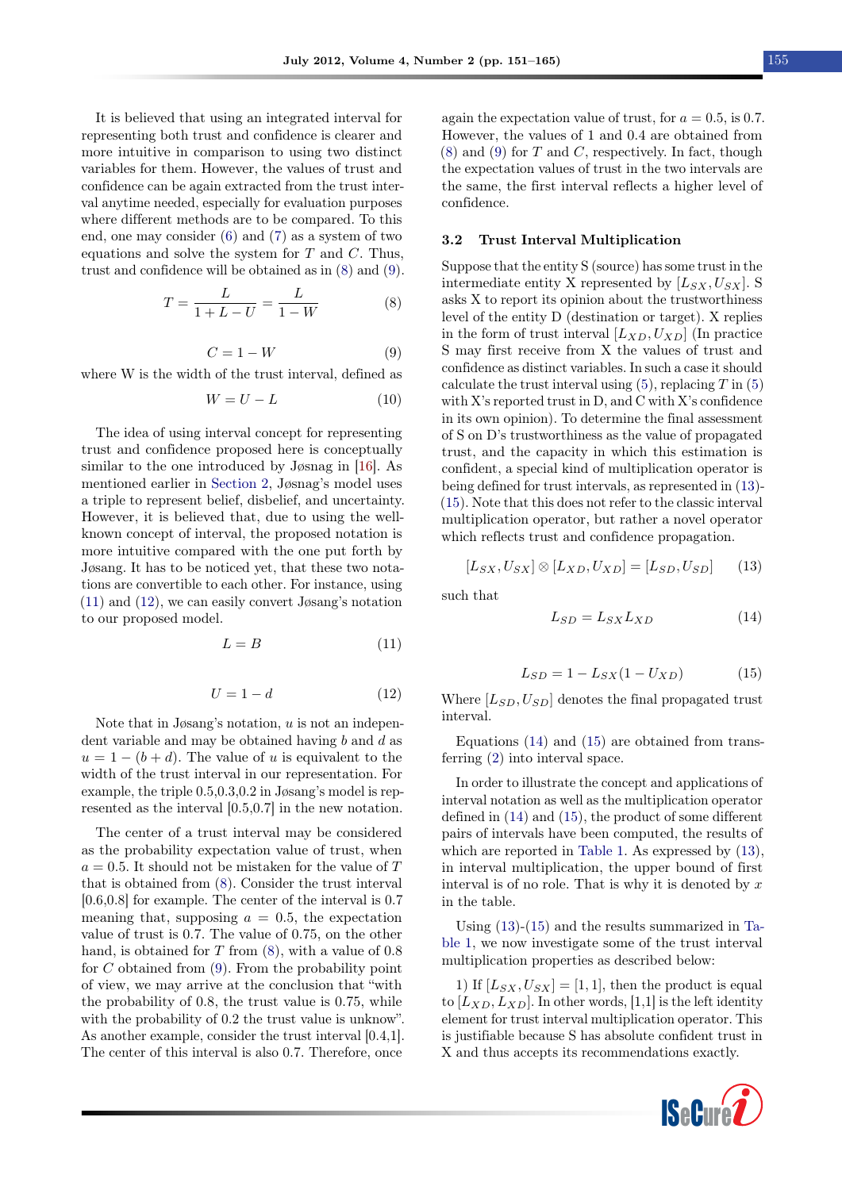It is believed that using an integrated interval for representing both trust and confidence is clearer and more intuitive in comparison to using two distinct variables for them. However, the values of trust and confidence can be again extracted from the trust interval anytime needed, especially for evaluation purposes where different methods are to be compared. To this end, one may consider (6) and (7) as a system of two equations and solve the system for $T$ and $C$. Thus, trust and confidence will be obtained as in (8) and (9).

$$T = \frac{L}{1 + L - U} = \frac{L}{1 - W} \tag{8}$$

$$C = 1 - W \tag{9}$$

where W is the width of the trust interval, defined as

$$W = U - L \tag{10}$$

The idea of using interval concept for representing trust and confidence proposed here is conceptually similar to the one introduced by Jøsnag in [16]. As mentioned earlier in Section 2, Jøsnag's model uses a triple to represent belief, disbelief, and uncertainty. However, it is believed that, due to using the well-known concept of interval, the proposed notation is more intuitive compared with the one put forth by Jøsang. It has to be noticed yet, that these two notations are convertible to each other. For instance, using (11) and (12), we can easily convert Jøsang's notation to our proposed model.

$$L = B \tag{11}$$

$$U = 1 - d \tag{12}$$

Note that in Jøsang's notation, $u$ is not an independent variable and may be obtained having $b$ and $d$ as $u = 1 - (b + d)$. The value of $u$ is equivalent to the width of the trust interval in our representation. For example, the triple 0.5,0.3,0.2 in Jøsang's model is represented as the interval [0.5,0.7] in the new notation.

The center of a trust interval may be considered as the probability expectation value of trust, when $a = 0.5$. It should not be mistaken for the value of $T$ that is obtained from (8). Consider the trust interval [0.6,0.8] for example. The center of the interval is 0.7 meaning that, supposing $a = 0.5$, the expectation value of trust is 0.7. The value of 0.75, on the other hand, is obtained for $T$ from (8), with a value of 0.8 for $C$ obtained from (9). From the probability point of view, we may arrive at the conclusion that "with the probability of 0.8, the trust value is 0.75, while with the probability of 0.2 the trust value is unknow". As another example, consider the trust interval [0.4,1]. The center of this interval is also 0.7. Therefore, once again the expectation value of trust, for $a = 0.5$, is 0.7. However, the values of 1 and 0.4 are obtained from (8) and (9) for $T$ and $C$, respectively. In fact, though the expectation values of trust in the two intervals are the same, the first interval reflects a higher level of confidence.

### 3.2 Trust Interval Multiplication

Suppose that the entity S (source) has some trust in the intermediate entity X represented by $[L_{SX}, U_{SX}]$. S asks X to report its opinion about the trustworthiness level of the entity D (destination or target). X replies in the form of trust interval $[L_{XD}, U_{XD}]$ (In practice S may first receive from X the values of trust and confidence as distinct variables. In such a case it should calculate the trust interval using (5), replacing $T$ in (5) with X's reported trust in D, and C with X's confidence in its own opinion). To determine the final assessment of S on D's trustworthiness as the value of propagated trust, and the capacity in which this estimation is confident, a special kind of multiplication operator is being defined for trust intervals, as represented in (13)-(15). Note that this does not refer to the classic interval multiplication operator, but rather a novel operator which reflects trust and confidence propagation.

$$[L_{SX}, U_{SX}] \otimes [L_{XD}, U_{XD}] = [L_{SD}, U_{SD}] \tag{13}$$

such that

$$L_{SD} = L_{SX} L_{XD} \tag{14}$$

$$L_{SD} = 1 - L_{SX}(1 - U_{XD}) \tag{15}$$

Where $[L_{SD}, U_{SD}]$ denotes the final propagated trust interval.

Equations (14) and (15) are obtained from transferring (2) into interval space.

In order to illustrate the concept and applications of interval notation as well as the multiplication operator defined in (14) and (15), the product of some different pairs of intervals have been computed, the results of which are reported in Table 1. As expressed by (13), in interval multiplication, the upper bound of first interval is of no role. That is why it is denoted by $x$ in the table.

Using (13)-(15) and the results summarized in Table 1, we now investigate some of the trust interval multiplication properties as described below:

1) If $[L_{SX}, U_{SX}] = [1, 1]$, then the product is equal to $[L_{XD}, L_{XD}]$. In other words, [1,1] is the left identity element for trust interval multiplication operator. This is justifiable because S has absolute confident trust in X and thus accepts its recommendations exactly.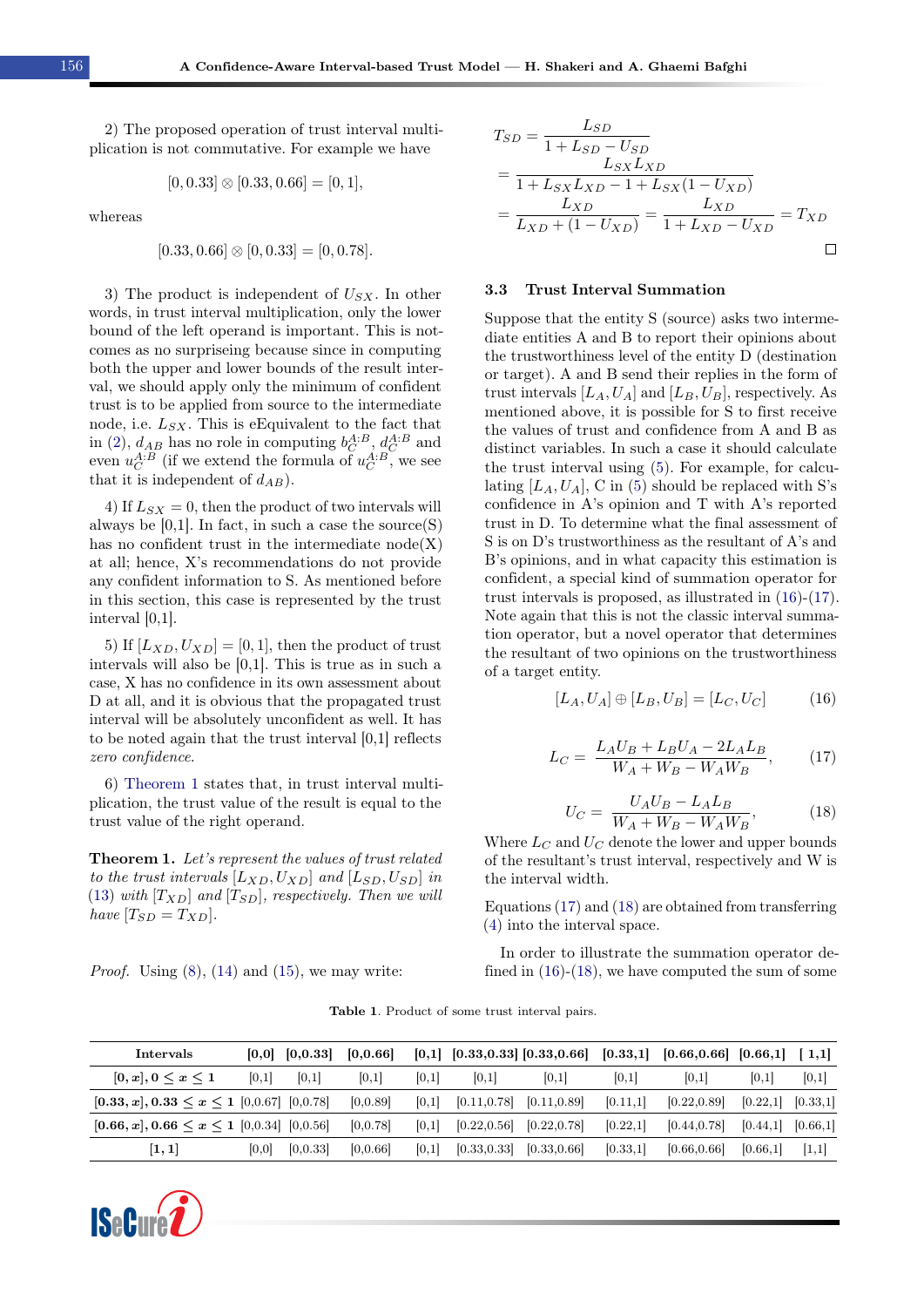2) The proposed operation of trust interval multiplication is not commutative. For example we have

$$[0, 0.33] \otimes [0.33, 0.66] = [0, 1],$$

whereas

$$[0.33, 0.66] \otimes [0, 0.33] = [0, 0.78].$$

3) The product is independent of $U_{SX}$. In other words, in trust interval multiplication, only the lower bound of the left operand is important. This is notcomes as no surpriseing because since in computing both the upper and lower bounds of the result interval, we should apply only the minimum of confident trust is to be applied from source to the intermediate node, i.e. $L_{SX}$. This is eEquivalent to the fact that in (2), $d_{AB}$ has no role in computing $b_C^{A:B}$, $d_C^{A:B}$ and even $u_C^{A:B}$ (if we extend the formula of $u_C^{A:B}$, we see that it is independent of $d_{AB}$).

4) If $L_{SX} = 0$, then the product of two intervals will always be [0,1]. In fact, in such a case the source(S) has no confident trust in the intermediate node(X) at all; hence, X's recommendations do not provide any confident information to S. As mentioned before in this section, this case is represented by the trust interval [0,1].

5) If $[L_{XD}, U_{XD}] = [0, 1]$, then the product of trust intervals will also be [0,1]. This is true as in such a case, X has no confidence in its own assessment about D at all, and it is obvious that the propagated trust interval will be absolutely unconfident as well. It has to be noted again that the trust interval [0,1] reflects *zero confidence*.

6) Theorem 1 states that, in trust interval multiplication, the trust value of the result is equal to the trust value of the right operand.

**Theorem 1.** *Let's represent the values of trust related to the trust intervals $[L_{XD}, U_{XD}]$ and $[L_{SD}, U_{SD}]$ in (13) with $[T_{XD}]$ and $[T_{SD}]$, respectively. Then we will have $[T_{SD} = T_{XD}]$.*

*Proof.* Using (8), (14) and (15), we may write:

$$\begin{aligned}
T_{SD} &= \frac{L_{SD}}{1 + L_{SD} - U_{SD}} \\
&= \frac{L_{SX} L_{XD}}{1 + L_{SX} L_{XD} - 1 + L_{SX}(1 - U_{XD})} \\
&= \frac{L_{XD}}{L_{XD} + (1 - U_{XD})} = \frac{L_{XD}}{1 + L_{XD} - U_{XD}} = T_{XD}
\end{aligned}$$

□

### 3.3 Trust Interval Summation

Suppose that the entity S (source) asks two intermediate entities A and B to report their opinions about the trustworthiness level of the entity D (destination or target). A and B send their replies in the form of trust intervals $[L_A, U_A]$ and $[L_B, U_B]$, respectively. As mentioned above, it is possible for S to first receive the values of trust and confidence from A and B as distinct variables. In such a case it should calculate the trust interval using (5). For example, for calculating $[L_A, U_A]$, C in (5) should be replaced with S's confidence in A's opinion and T with A's reported trust in D. To determine what the final assessment of S is on D's trustworthiness as the resultant of A's and B's opinions, and in what capacity this estimation is confident, a special kind of summation operator for trust intervals is proposed, as illustrated in (16)-(17). Note again that this is not the classic interval summation operator, but a novel operator that determines the resultant of two opinions on the trustworthiness of a target entity.

$$[L_A, U_A] \oplus [L_B, U_B] = [L_C, U_C] \tag{16}$$

$$L_C = \frac{L_A U_B + L_B U_A - 2 L_A L_B}{W_A + W_B - W_A W_B}, \tag{17}$$

$$U_C = \frac{U_A U_B - L_A L_B}{W_A + W_B - W_A W_B}, \tag{18}$$

Where $L_C$ and $U_C$ denote the lower and upper bounds of the resultant's trust interval, respectively and W is the interval width.

Equations (17) and (18) are obtained from transferring (4) into the interval space.

In order to illustrate the summation operator defined in (16)-(18), we have computed the sum of some

**Table 1**. Product of some trust interval pairs.

| Intervals | [0,0] | [0,0.33] | [0,0.66] | [0,1] | [0.33,0.33] | [0.33,0.66] | [0.33,1] | [0.66,0.66] | [0.66,1] | [ 1,1] |
|---|---|---|---|---|---|---|---|---|---|---|
| **$[0, x], 0 \leq x \leq 1$** | [0,1] | [0,1] | [0,1] | [0,1] | [0,1] | [0,1] | [0,1] | [0,1] | [0,1] | [0,1] |
| **$[0.33, x], 0.33 \leq x \leq 1$** | [0,0.67] | [0,0.78] | [0,0.89] | [0,1] | [0.11,0.78] | [0.11,0.89] | [0.11,1] | [0.22,0.89] | [0.22,1] | [0.33,1] |
| **$[0.66, x], 0.66 \leq x \leq 1$** | [0,0.34] | [0,0.56] | [0,0.78] | [0,1] | [0.22,0.56] | [0.22,0.78] | [0.22,1] | [0.44,0.78] | [0.44,1] | [0.66,1] |
| **[1, 1]** | [0,0] | [0,0.33] | [0,0.66] | [0,1] | [0.33,0.33] | [0.33,0.66] | [0.33,1] | [0.66,0.66] | [0.66,1] | [1,1] |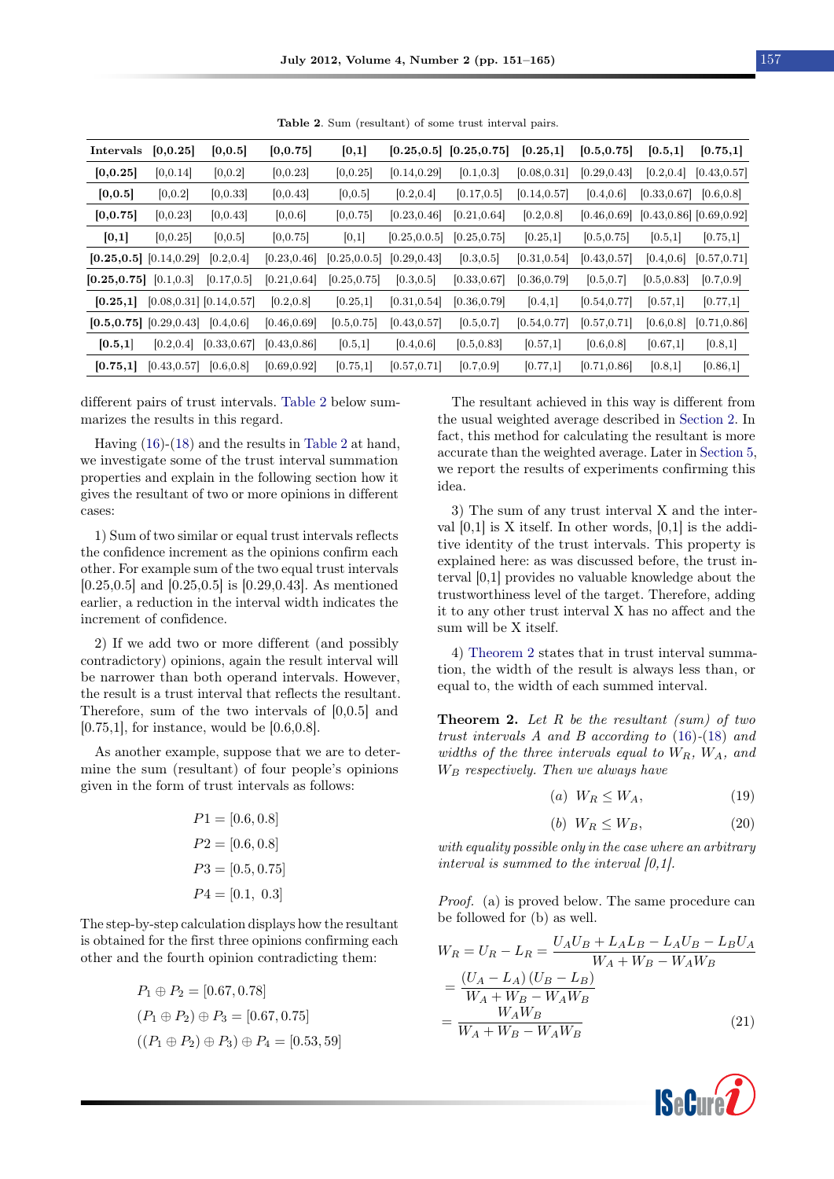**Table 2**. Sum (resultant) of some trust interval pairs.

| Intervals | [0,0.25] | [0,0.5] | [0,0.75] | [0,1] | [0.25,0.5] | [0.25,0.75] | [0.25,1] | [0.5,0.75] | [0.5,1] | [0.75,1] |
|---|---|---|---|---|---|---|---|---|---|---|
| **[0,0.25]** | [0,0.14] | [0,0.2] | [0,0.23] | [0,0.25] | [0.14,0.29] | [0.1,0.3] | [0.08,0.31] | [0.29,0.43] | [0.2,0.4] | [0.43,0.57] |
| **[0,0.5]** | [0,0.2] | [0,0.33] | [0,0.43] | [0,0.5] | [0.2,0.4] | [0.17,0.5] | [0.14,0.57] | [0.4,0.6] | [0.33,0.67] | [0.6,0.8] |
| **[0,0.75]** | [0,0.23] | [0,0.43] | [0,0.6] | [0,0.75] | [0.23,0.46] | [0.21,0.64] | [0.2,0.8] | [0.46,0.69] | [0.43,0.86] | [0.69,0.92] |
| **[0,1]** | [0,0.25] | [0,0.5] | [0,0.75] | [0,1] | [0.25,0.0.5] | [0.25,0.75] | [0.25,1] | [0.5,0.75] | [0.5,1] | [0.75,1] |
| **[0.25,0.5]** | [0.14,0.29] | [0.2,0.4] | [0.23,0.46] | [0.25,0.0.5] | [0.29,0.43] | [0.3,0.5] | [0.31,0.54] | [0.43,0.57] | [0.4,0.6] | [0.57,0.71] |
| **[0.25,0.75]** | [0.1,0.3] | [0.17,0.5] | [0.21,0.64] | [0.25,0.75] | [0.3,0.5] | [0.33,0.67] | [0.36,0.79] | [0.5,0.7] | [0.5,0.83] | [0.7,0.9] |
| **[0.25,1]** | [0.08,0.31] | [0.14,0.57] | [0.2,0.8] | [0.25,1] | [0.31,0.54] | [0.36,0.79] | [0.4,1] | [0.54,0.77] | [0.57,1] | [0.77,1] |
| **[0.5,0.75]** | [0.29,0.43] | [0.4,0.6] | [0.46,0.69] | [0.5,0.75] | [0.43,0.57] | [0.5,0.7] | [0.54,0.77] | [0.57,0.71] | [0.6,0.8] | [0.71,0.86] |
| **[0.5,1]** | [0.2,0.4] | [0.33,0.67] | [0.43,0.86] | [0.5,1] | [0.4,0.6] | [0.5,0.83] | [0.57,1] | [0.6,0.8] | [0.67,1] | [0.8,1] |
| **[0.75,1]** | [0.43,0.57] | [0.6,0.8] | [0.69,0.92] | [0.75,1] | [0.57,0.71] | [0.7,0.9] | [0.77,1] | [0.71,0.86] | [0.8,1] | [0.86,1] |

different pairs of trust intervals. Table 2 below summarizes the results in this regard.

Having (16)-(18) and the results in Table 2 at hand, we investigate some of the trust interval summation properties and explain in the following section how it gives the resultant of two or more opinions in different cases:

1) Sum of two similar or equal trust intervals reflects the confidence increment as the opinions confirm each other. For example sum of the two equal trust intervals [0.25,0.5] and [0.25,0.5] is [0.29,0.43]. As mentioned earlier, a reduction in the interval width indicates the increment of confidence.

2) If we add two or more different (and possibly contradictory) opinions, again the result interval will be narrower than both operand intervals. However, the result is a trust interval that reflects the resultant. Therefore, sum of the two intervals of [0,0.5] and [0.75,1], for instance, would be [0.6,0.8].

As another example, suppose that we are to determine the sum (resultant) of four people's opinions given in the form of trust intervals as follows:

$$P1 = [0.6, 0.8]$$

$$P2 = [0.6, 0.8]$$

$$P3 = [0.5, 0.75]$$

$$P4 = [0.1,\ 0.3]$$

The step-by-step calculation displays how the resultant is obtained for the first three opinions confirming each other and the fourth opinion contradicting them:

$$P_1 \oplus P_2 = [0.67, 0.78]$$

$$(P_1 \oplus P_2) \oplus P_3 = [0.67, 0.75]$$

$$((P_1 \oplus P_2) \oplus P_3) \oplus P_4 = [0.53, 59]$$

The resultant achieved in this way is different from the usual weighted average described in Section 2. In fact, this method for calculating the resultant is more accurate than the weighted average. Later in Section 5, we report the results of experiments confirming this idea.

3) The sum of any trust interval X and the interval [0,1] is X itself. In other words, [0,1] is the additive identity of the trust intervals. This property is explained here: as was discussed before, the trust interval [0,1] provides no valuable knowledge about the trustworthiness level of the target. Therefore, adding it to any other trust interval X has no affect and the sum will be X itself.

4) Theorem 2 states that in trust interval summation, the width of the result is always less than, or equal to, the width of each summed interval.

**Theorem 2.** *Let $R$ be the resultant (sum) of two trust intervals $A$ and $B$ according to (16)-(18) and widths of the three intervals equal to $W_R$, $W_A$, and $W_B$ respectively. Then we always have*

$$(a)\ \ W_R \leq W_A, \tag{19}$$

$$(b)\ \ W_R \leq W_B, \tag{20}$$

*with equality possible only in the case where an arbitrary interval is summed to the interval [0,1].*

*Proof.* (a) is proved below. The same procedure can be followed for (b) as well.

$$\begin{aligned} W_R = U_R - L_R &= \frac{U_A U_B + L_A L_B - L_A U_B - L_B U_A}{W_A + W_B - W_A W_B} \\ &= \frac{(U_A - L_A)(U_B - L_B)}{W_A + W_B - W_A W_B} \\ &= \frac{W_A W_B}{W_A + W_B - W_A W_B} \end{aligned} \tag{21}$$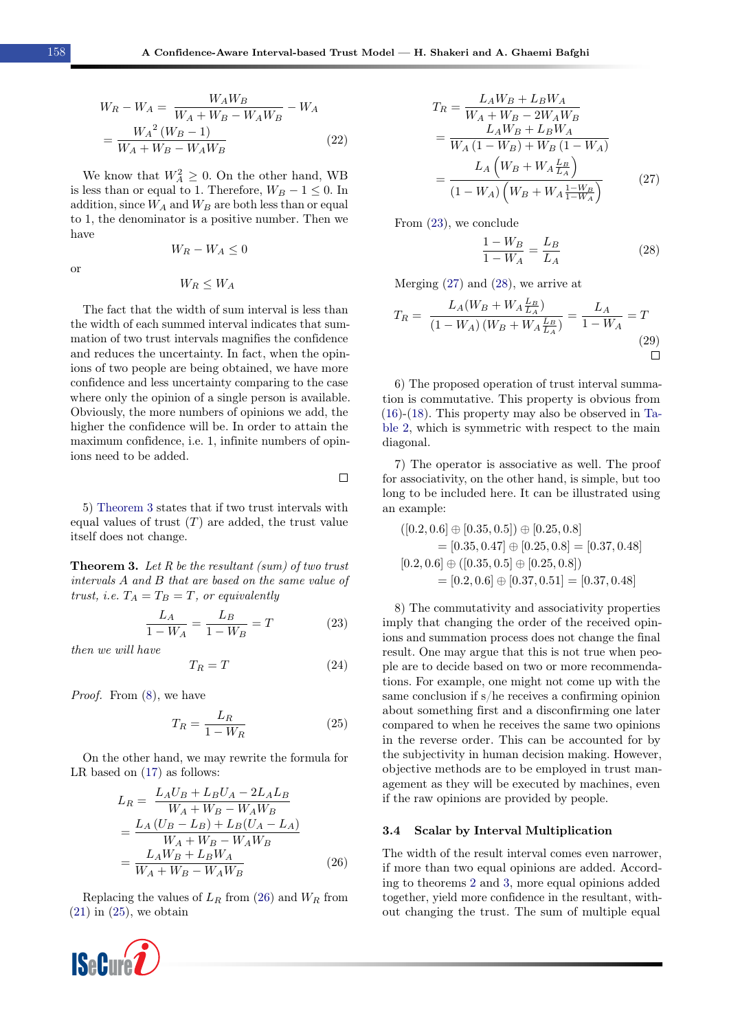$$
\begin{aligned}
W_R - W_A &= \frac{W_A W_B}{W_A + W_B - W_A W_B} - W_A \\
&= \frac{{W_A}^2 (W_B - 1)}{W_A + W_B - W_A W_B}
\end{aligned} \tag{22}
$$

We know that $W_A^2 \geq 0$. On the other hand, WB is less than or equal to 1. Therefore, $W_B - 1 \leq 0$. In addition, since $W_A$ and $W_B$ are both less than or equal to 1, the denominator is a positive number. Then we have

$$
W_R - W_A \leq 0
$$

or

$$
W_R \leq W_A
$$

The fact that the width of sum interval is less than the width of each summed interval indicates that summation of two trust intervals magnifies the confidence and reduces the uncertainty. In fact, when the opinions of two people are being obtained, we have more confidence and less uncertainty comparing to the case where only the opinion of a single person is available. Obviously, the more numbers of opinions we add, the higher the confidence will be. In order to attain the maximum confidence, i.e. 1, infinite numbers of opinions need to be added.

□

5) Theorem 3 states that if two trust intervals with equal values of trust ($T$) are added, the trust value itself does not change.

**Theorem 3.** *Let $R$ be the resultant (sum) of two trust intervals $A$ and $B$ that are based on the same value of trust, i.e. $T_A = T_B = T$, or equivalently*

$$
\frac{L_A}{1 - W_A} = \frac{L_B}{1 - W_B} = T \tag{23}
$$

*then we will have*

$$
T_R = T \tag{24}
$$

*Proof.* From (8), we have

$$
T_R = \frac{L_R}{1 - W_R} \tag{25}
$$

On the other hand, we may rewrite the formula for LR based on (17) as follows:

$$
\begin{aligned}
L_R &= \frac{L_A U_B + L_B U_A - 2 L_A L_B}{W_A + W_B - W_A W_B} \\
&= \frac{L_A (U_B - L_B) + L_B (U_A - L_A)}{W_A + W_B - W_A W_B} \\
&= \frac{L_A W_B + L_B W_A}{W_A + W_B - W_A W_B}
\end{aligned} \tag{26}
$$

Replacing the values of $L_R$ from (26) and $W_R$ from (21) in (25), we obtain

$$
\begin{aligned}
T_R &= \frac{L_A W_B + L_B W_A}{W_A + W_B - 2 W_A W_B} \\
&= \frac{L_A W_B + L_B W_A}{W_A (1 - W_B) + W_B (1 - W_A)} \\
&= \frac{L_A \left( W_B + W_A \frac{L_B}{L_A} \right)}{(1 - W_A) \left( W_B + W_A \frac{1 - W_B}{1 - W_A} \right)}
\end{aligned} \tag{27}
$$

From (23), we conclude

$$
\frac{1 - W_B}{1 - W_A} = \frac{L_B}{L_A} \tag{28}
$$

Merging (27) and (28), we arrive at

$$
T_R = \frac{L_A (W_B + W_A \frac{L_B}{L_A})}{(1 - W_A)(W_B + W_A \frac{L_B}{L_A})} = \frac{L_A}{1 - W_A} = T \tag{29}
$$

□

6) The proposed operation of trust interval summation is commutative. This property is obvious from (16)-(18). This property may also be observed in Table 2, which is symmetric with respect to the main diagonal.

7) The operator is associative as well. The proof for associativity, on the other hand, is simple, but too long to be included here. It can be illustrated using an example:

$$
\begin{aligned}
&([0.2, 0.6] \oplus [0.35, 0.5]) \oplus [0.25, 0.8] \\
&\quad = [0.35, 0.47] \oplus [0.25, 0.8] = [0.37, 0.48] \\
&[0.2, 0.6] \oplus ([0.35, 0.5] \oplus [0.25, 0.8]) \\
&\quad = [0.2, 0.6] \oplus [0.37, 0.51] = [0.37, 0.48]
\end{aligned}
$$

8) The commutativity and associativity properties imply that changing the order of the received opinions and summation process does not change the final result. One may argue that this is not true when people are to decide based on two or more recommendations. For example, one might not come up with the same conclusion if s/he receives a confirming opinion about something first and a disconfirming one later compared to when he receives the same two opinions in the reverse order. This can be accounted for by the subjectivity in human decision making. However, objective methods are to be employed in trust management as they will be executed by machines, even if the raw opinions are provided by people.

### 3.4 Scalar by Interval Multiplication

The width of the result interval comes even narrower, if more than two equal opinions are added. According to theorems 2 and 3, more equal opinions added together, yield more confidence in the resultant, without changing the trust. The sum of multiple equal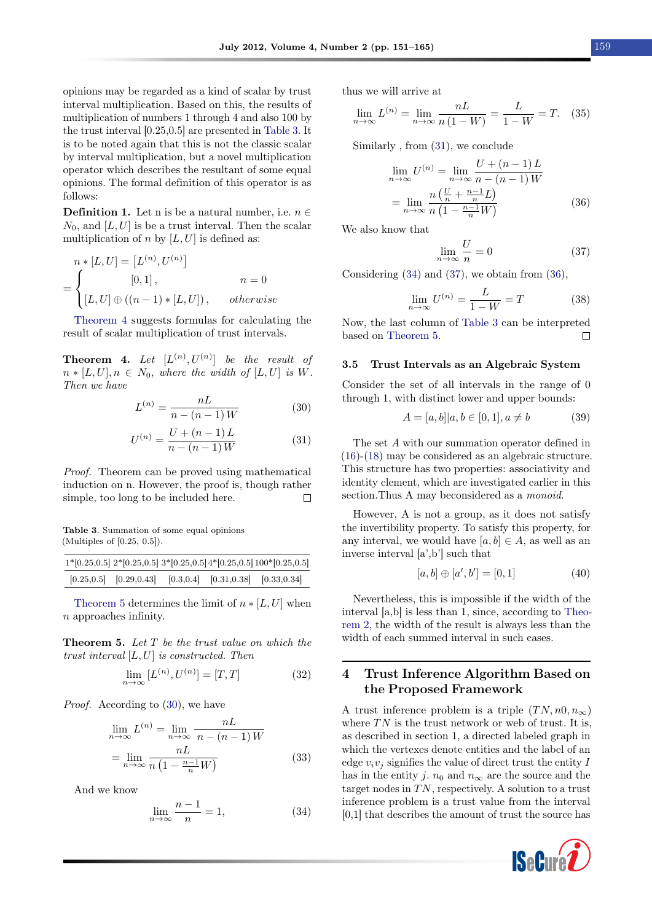opinions may be regarded as a kind of scalar by trust interval multiplication. Based on this, the results of multiplication of numbers 1 through 4 and also 100 by the trust interval [0.25,0.5] are presented in Table 3. It is to be noted again that this is not the classic scalar by interval multiplication, but a novel multiplication operator which describes the resultant of some equal opinions. The formal definition of this operator is as follows:

**Definition 1.** Let n is be a natural number, i.e. $n \in N_0$, and $[L, U]$ is be a trust interval. Then the scalar multiplication of $n$ by $[L, U]$ is defined as:

$$n * [L, U] = \left[L^{(n)}, U^{(n)}\right] = \begin{cases} [0, 1], & n = 0 \\ [L, U] \oplus ((n-1) * [L, U]), & otherwise \end{cases}$$

Theorem 4 suggests formulas for calculating the result of scalar multiplication of trust intervals.

**Theorem 4.** *Let $[L^{(n)}, U^{(n)}]$ be the result of $n * [L, U], n \in N_0$, where the width of $[L, U]$ is $W$. Then we have*

$$L^{(n)} = \frac{nL}{n - (n-1)W} \tag{30}$$

$$U^{(n)} = \frac{U + (n-1)L}{n - (n-1)W} \tag{31}$$

*Proof.* Theorem can be proved using mathematical induction on n. However, the proof is, though rather simple, too long to be included here. □

**Table 3**. Summation of some equal opinions (Multiples of [0.25, 0.5]).

| 1*[0.25,0.5] | 2*[0.25,0.5] | 3*[0.25,0.5] | 4*[0.25,0.5] | 100*[0.25,0.5] |
|---|---|---|---|---|
| [0.25,0.5] | [0.29,0.43] | [0.3,0.4] | [0.31,0.38] | [0.33,0.34] |

Theorem 5 determines the limit of $n * [L, U]$ when $n$ approaches infinity.

**Theorem 5.** *Let $T$ be the trust value on which the trust interval $[L, U]$ is constructed. Then*

$$\lim_{n\to\infty} [L^{(n)}, U^{(n)}] = [T, T] \tag{32}$$

*Proof.* According to (30), we have

$$\lim_{n\to\infty} L^{(n)} = \lim_{n\to\infty} \frac{nL}{n - (n-1)W} = \lim_{n\to\infty} \frac{nL}{n\left(1 - \frac{n-1}{n}W\right)} \tag{33}$$

And we know

$$\lim_{n\to\infty} \frac{n-1}{n} = 1, \tag{34}$$

thus we will arrive at

$$\lim_{n\to\infty} L^{(n)} = \lim_{n\to\infty} \frac{nL}{n(1-W)} = \frac{L}{1-W} = T. \tag{35}$$

Similarly , from (31), we conclude

$$\lim_{n\to\infty} U^{(n)} = \lim_{n\to\infty} \frac{U + (n-1)L}{n - (n-1)W} = \lim_{n\to\infty} \frac{n\left(\frac{U}{n} + \frac{n-1}{n}L\right)}{n\left(1 - \frac{n-1}{n}W\right)} \tag{36}$$

We also know that

$$\lim_{n\to\infty} \frac{U}{n} = 0 \tag{37}$$

Considering (34) and (37), we obtain from (36),

$$\lim_{n\to\infty} U^{(n)} = \frac{L}{1-W} = T \tag{38}$$

Now, the last column of Table 3 can be interpreted based on Theorem 5. □

### 3.5 Trust Intervals as an Algebraic System

Consider the set of all intervals in the range of 0 through 1, with distinct lower and upper bounds:

$$A = [a, b] | a, b \in [0, 1], a \neq b \tag{39}$$

The set $A$ with our summation operator defined in (16)-(18) may be considered as an algebraic structure. This structure has two properties: associativity and identity element, which are investigated earlier in this section.Thus A may beconsidered as a *monoid*.

However, A is not a group, as it does not satisfy the invertibility property. To satisfy this property, for any interval, we would have $[a, b] \in A$, as well as an inverse interval [a',b'] such that

$$[a, b] \oplus [a', b'] = [0, 1] \tag{40}$$

Nevertheless, this is impossible if the width of the interval [a,b] is less than 1, since, according to Theorem 2, the width of the result is always less than the width of each summed interval in such cases.

## 4 Trust Inference Algorithm Based on the Proposed Framework

A trust inference problem is a triple $(TN, n0, n_\infty)$ where $TN$ is the trust network or web of trust. It is, as described in section 1, a directed labeled graph in which the vertexes denote entities and the label of an edge $v_i v_j$ signifies the value of direct trust the entity $I$ has in the entity $j$. $n_0$ and $n_\infty$ are the source and the target nodes in $TN$, respectively. A solution to a trust inference problem is a trust value from the interval [0,1] that describes the amount of trust the source has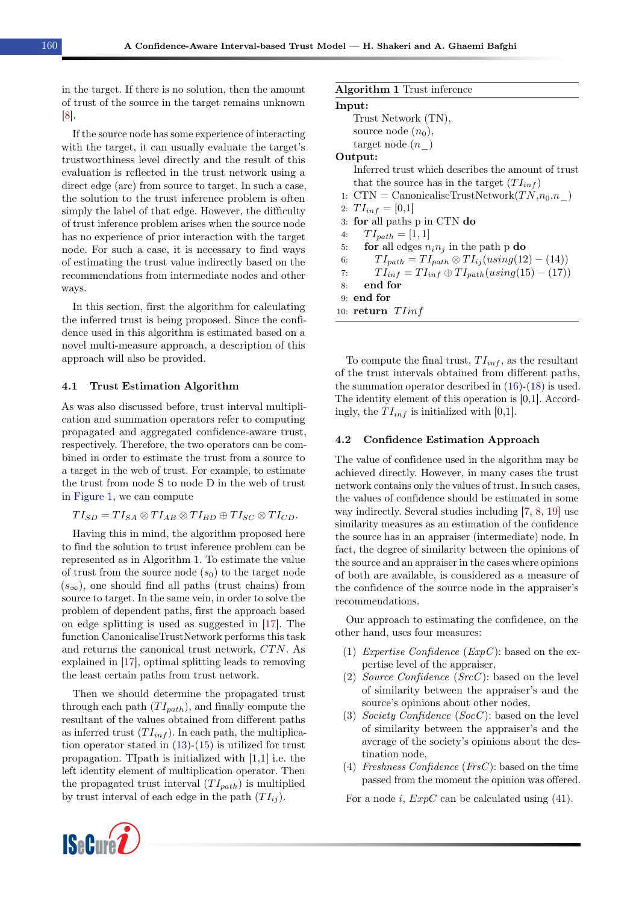in the target. If there is no solution, then the amount of trust of the source in the target remains unknown [8].

If the source node has some experience of interacting with the target, it can usually evaluate the target's trustworthiness level directly and the result of this evaluation is reflected in the trust network using a direct edge (arc) from source to target. In such a case, the solution to the trust inference problem is often simply the label of that edge. However, the difficulty of trust inference problem arises when the source node has no experience of prior interaction with the target node. For such a case, it is necessary to find ways of estimating the trust value indirectly based on the recommendations from intermediate nodes and other ways.

In this section, first the algorithm for calculating the inferred trust is being proposed. Since the confidence used in this algorithm is estimated based on a novel multi-measure approach, a description of this approach will also be provided.

### 4.1 Trust Estimation Algorithm

As was also discussed before, trust interval multiplication and summation operators refer to computing propagated and aggregated confidence-aware trust, respectively. Therefore, the two operators can be combined in order to estimate the trust from a source to a target in the web of trust. For example, to estimate the trust from node S to node D in the web of trust in Figure 1, we can compute

$$TI_{SD} = TI_{SA} \otimes TI_{AB} \otimes TI_{BD} \oplus TI_{SC} \otimes TI_{CD}.$$

Having this in mind, the algorithm proposed here to find the solution to trust inference problem can be represented as in Algorithm 1. To estimate the value of trust from the source node ($s_0$) to the target node ($s_\infty$), one should find all paths (trust chains) from source to target. In the same vein, in order to solve the problem of dependent paths, first the approach based on edge splitting is used as suggested in [17]. The function CanonicaliseTrustNetwork performs this task and returns the canonical trust network, $CTN$. As explained in [17], optimal splitting leads to removing the least certain paths from trust network.

Then we should determine the propagated trust through each path ($TI_{path}$), and finally compute the resultant of the values obtained from different paths as inferred trust ($TI_{inf}$). In each path, the multiplication operator stated in (13)-(15) is utilized for trust propagation. TIpath is initialized with [1,1] i.e. the left identity element of multiplication operator. Then the propagated trust interval ($TI_{path}$) is multiplied by trust interval of each edge in the path ($TI_{ij}$).

**Algorithm 1** Trust inference

**Input:**
Trust Network (TN),
source node ($n_0$),
target node ($n\_$)

**Output:**
Inferred trust which describes the amount of trust that the source has in the target ($TI_{inf}$)

```
1:  CTN = CanonicaliseTrustNetwork(TN, n0, n_)
2:  TI_inf = [0,1]
3:  for all paths p in CTN do
4:      TI_path = [1, 1]
5:      for all edges n_i n_j in the path p do
6:          TI_path = TI_path ⊗ TI_ij (using (12) − (14))
7:          TI_inf = TI_inf ⊕ TI_path (using (15) − (17))
8:      end for
9:  end for
10: return TIinf
```

To compute the final trust, $TI_{inf}$, as the resultant of the trust intervals obtained from different paths, the summation operator described in (16)-(18) is used. The identity element of this operation is [0,1]. Accordingly, the $TI_{inf}$ is initialized with [0,1].

### 4.2 Confidence Estimation Approach

The value of confidence used in the algorithm may be achieved directly. However, in many cases the trust network contains only the values of trust. In such cases, the values of confidence should be estimated in some way indirectly. Several studies including [7, 8, 19] use similarity measures as an estimation of the confidence the source has in an appraiser (intermediate) node. In fact, the degree of similarity between the opinions of the source and an appraiser in the cases where opinions of both are available, is considered as a measure of the confidence of the source node in the appraiser's recommendations.

Our approach to estimating the confidence, on the other hand, uses four measures:

1. *Expertise Confidence* ($ExpC$): based on the expertise level of the appraiser,
2. *Source Confidence* ($SrcC$): based on the level of similarity between the appraiser's and the source's opinions about other nodes,
3. *Society Confidence* ($SocC$): based on the level of similarity between the appraiser's and the average of the society's opinions about the destination node,
4. *Freshness Confidence* ($FrsC$): based on the time passed from the moment the opinion was offered.

For a node $i$, $ExpC$ can be calculated using (41).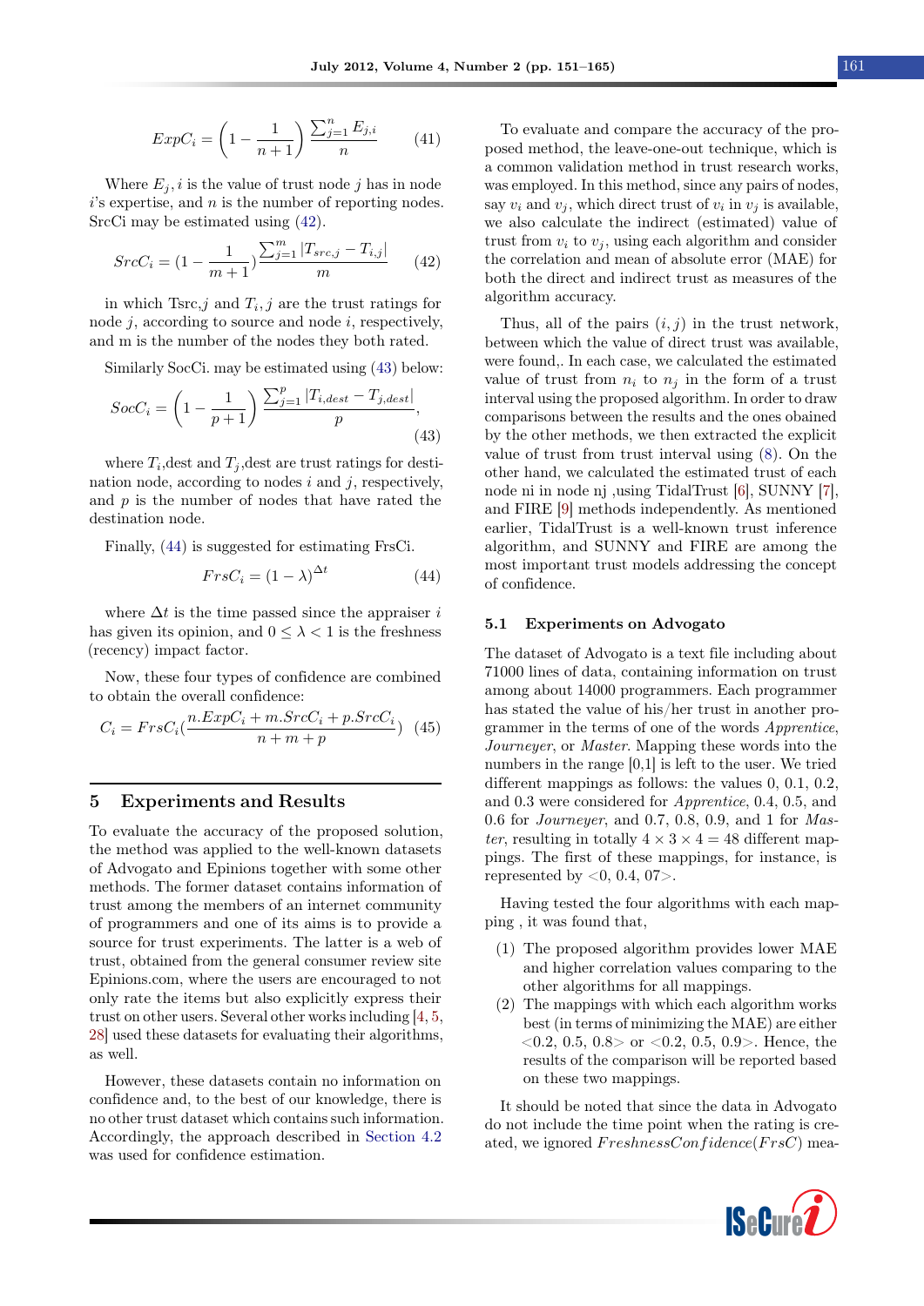$$ExpC_i = \left(1 - \frac{1}{n+1}\right) \frac{\sum_{j=1}^{n} E_{j,i}}{n} \quad (41)$$

Where $E_j, i$ is the value of trust node $j$ has in node $i$'s expertise, and $n$ is the number of reporting nodes. SrcCi may be estimated using (42).

$$SrcC_i = (1 - \frac{1}{m+1}) \frac{\sum_{j=1}^{m} |T_{src,j} - T_{i,j}|}{m} \quad (42)$$

in which Tsrc,$j$ and $T_i, j$ are the trust ratings for node $j$, according to source and node $i$, respectively, and m is the number of the nodes they both rated.

Similarly SocCi. may be estimated using (43) below:

$$SocC_i = \left(1 - \frac{1}{p+1}\right) \frac{\sum_{j=1}^{p} |T_{i,dest} - T_{j,dest}|}{p}, \quad (43)$$

where $T_i$,dest and $T_j$,dest are trust ratings for destination node, according to nodes $i$ and $j$, respectively, and $p$ is the number of nodes that have rated the destination node.

Finally, (44) is suggested for estimating FrsCi.

$$FrsC_i = (1 - \lambda)^{\Delta t} \quad (44)$$

where $\Delta t$ is the time passed since the appraiser $i$ has given its opinion, and $0 \leq \lambda < 1$ is the freshness (recency) impact factor.

Now, these four types of confidence are combined to obtain the overall confidence:

$$C_i = FrsC_i(\frac{n.ExpC_i + m.SrcC_i + p.SrcC_i}{n+m+p}) \quad (45)$$

## 5 Experiments and Results

To evaluate the accuracy of the proposed solution, the method was applied to the well-known datasets of Advogato and Epinions together with some other methods. The former dataset contains information of trust among the members of an internet community of programmers and one of its aims is to provide a source for trust experiments. The latter is a web of trust, obtained from the general consumer review site Epinions.com, where the users are encouraged to not only rate the items but also explicitly express their trust on other users. Several other works including [4, 5, 28] used these datasets for evaluating their algorithms, as well.

However, these datasets contain no information on confidence and, to the best of our knowledge, there is no other trust dataset which contains such information. Accordingly, the approach described in Section 4.2 was used for confidence estimation.

To evaluate and compare the accuracy of the proposed method, the leave-one-out technique, which is a common validation method in trust research works, was employed. In this method, since any pairs of nodes, say $v_i$ and $v_j$, which direct trust of $v_i$ in $v_j$ is available, we also calculate the indirect (estimated) value of trust from $v_i$ to $v_j$, using each algorithm and consider the correlation and mean of absolute error (MAE) for both the direct and indirect trust as measures of the algorithm accuracy.

Thus, all of the pairs $(i, j)$ in the trust network, between which the value of direct trust was available, were found,. In each case, we calculated the estimated value of trust from $n_i$ to $n_j$ in the form of a trust interval using the proposed algorithm. In order to draw comparisons between the results and the ones obained by the other methods, we then extracted the explicit value of trust from trust interval using (8). On the other hand, we calculated the estimated trust of each node ni in node nj ,using TidalTrust [6], SUNNY [7], and FIRE [9] methods independently. As mentioned earlier, TidalTrust is a well-known trust inference algorithm, and SUNNY and FIRE are among the most important trust models addressing the concept of confidence.

### 5.1 Experiments on Advogato

The dataset of Advogato is a text file including about 71000 lines of data, containing information on trust among about 14000 programmers. Each programmer has stated the value of his/her trust in another programmer in the terms of one of the words *Apprentice*, *Journeyer*, or *Master*. Mapping these words into the numbers in the range [0,1] is left to the user. We tried different mappings as follows: the values 0, 0.1, 0.2, and 0.3 were considered for *Apprentice*, 0.4, 0.5, and 0.6 for *Journeyer*, and 0.7, 0.8, 0.9, and 1 for *Master*, resulting in totally $4 \times 3 \times 4 = 48$ different mappings. The first of these mappings, for instance, is represented by <0, 0.4, 07>.

Having tested the four algorithms with each mapping , it was found that,

(1) The proposed algorithm provides lower MAE and higher correlation values comparing to the other algorithms for all mappings.
(2) The mappings with which each algorithm works best (in terms of minimizing the MAE) are either <0.2, 0.5, 0.8> or <0.2, 0.5, 0.9>. Hence, the results of the comparison will be reported based on these two mappings.

It should be noted that since the data in Advogato do not include the time point when the rating is created, we ignored $FreshnessConfidence(FrsC)$ mea-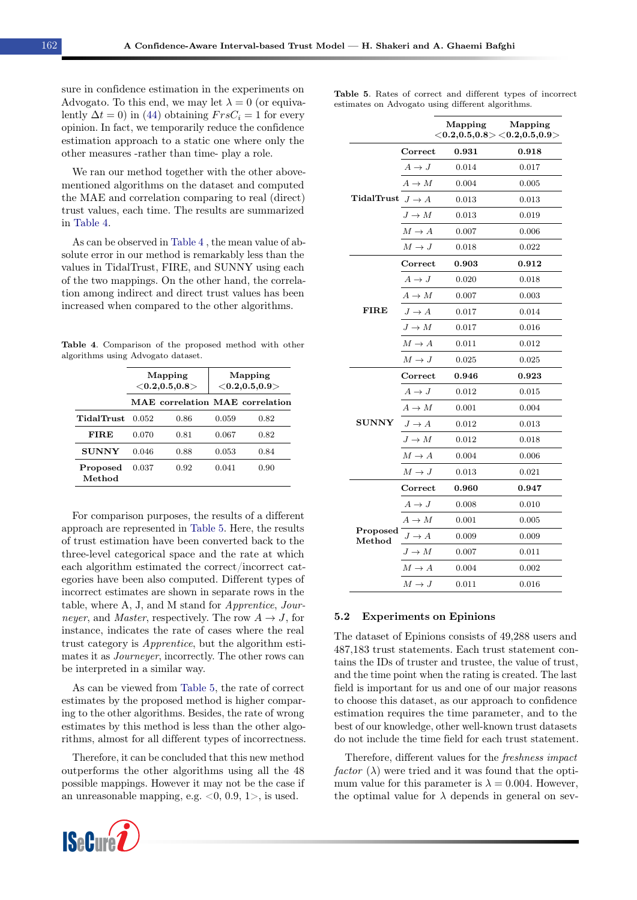sure in confidence estimation in the experiments on Advogato. To this end, we may let $\lambda = 0$ (or equivalently $\Delta t = 0$) in (44) obtaining $FrsC_i = 1$ for every opinion. In fact, we temporarily reduce the confidence estimation approach to a static one where only the other measures -rather than time- play a role.

We ran our method together with the other above-mentioned algorithms on the dataset and computed the MAE and correlation comparing to real (direct) trust values, each time. The results are summarized in Table 4.

As can be observed in Table 4 , the mean value of absolute error in our method is remarkably less than the values in TidalTrust, FIRE, and SUNNY using each of the two mappings. On the other hand, the correlation among indirect and direct trust values has been increased when compared to the other algorithms.

**Table 4**. Comparison of the proposed method with other algorithms using Advogato dataset.

| | Mapping <0.2,0.5,0.8> | | Mapping <0.2,0.5,0.9> | |
|---|---|---|---|---|
| | **MAE** | **correlation** | **MAE** | **correlation** |
| **TidalTrust** | 0.052 | 0.86 | 0.059 | 0.82 |
| **FIRE** | 0.070 | 0.81 | 0.067 | 0.82 |
| **SUNNY** | 0.046 | 0.88 | 0.053 | 0.84 |
| **Proposed Method** | 0.037 | 0.92 | 0.041 | 0.90 |

For comparison purposes, the results of a different approach are represented in Table 5. Here, the results of trust estimation have been converted back to the three-level categorical space and the rate at which each algorithm estimated the correct/incorrect categories have been also computed. Different types of incorrect estimates are shown in separate rows in the table, where A, J, and M stand for *Apprentice*, *Journeyer*, and *Master*, respectively. The row $A \to J$, for instance, indicates the rate of cases where the real trust category is *Apprentice*, but the algorithm estimates it as *Journeyer*, incorrectly. The other rows can be interpreted in a similar way.

As can be viewed from Table 5, the rate of correct estimates by the proposed method is higher comparing to the other algorithms. Besides, the rate of wrong estimates by this method is less than the other algorithms, almost for all different types of incorrectness.

Therefore, it can be concluded that this new method outperforms the other algorithms using all the 48 possible mappings. However it may not be the case if an unreasonable mapping, e.g. <0, 0.9, 1>, is used.

**Table 5**. Rates of correct and different types of incorrect estimates on Advogato using different algorithms.

| | | Mapping <0.2,0.5,0.8> | Mapping <0.2,0.5,0.9> |
|---|---|---|---|
| **TidalTrust** | **Correct** | **0.931** | **0.918** |
| | $A \to J$ | 0.014 | 0.017 |
| | $A \to M$ | 0.004 | 0.005 |
| | $J \to A$ | 0.013 | 0.013 |
| | $J \to M$ | 0.013 | 0.019 |
| | $M \to A$ | 0.007 | 0.006 |
| | $M \to J$ | 0.018 | 0.022 |
| **FIRE** | **Correct** | **0.903** | **0.912** |
| | $A \to J$ | 0.020 | 0.018 |
| | $A \to M$ | 0.007 | 0.003 |
| | $J \to A$ | 0.017 | 0.014 |
| | $J \to M$ | 0.017 | 0.016 |
| | $M \to A$ | 0.011 | 0.012 |
| | $M \to J$ | 0.025 | 0.025 |
| **SUNNY** | **Correct** | **0.946** | **0.923** |
| | $A \to J$ | 0.012 | 0.015 |
| | $A \to M$ | 0.001 | 0.004 |
| | $J \to A$ | 0.012 | 0.013 |
| | $J \to M$ | 0.012 | 0.018 |
| | $M \to A$ | 0.004 | 0.006 |
| | $M \to J$ | 0.013 | 0.021 |
| **Proposed Method** | **Correct** | **0.960** | **0.947** |
| | $A \to J$ | 0.008 | 0.010 |
| | $A \to M$ | 0.001 | 0.005 |
| | $J \to A$ | 0.009 | 0.009 |
| | $J \to M$ | 0.007 | 0.011 |
| | $M \to A$ | 0.004 | 0.002 |
| | $M \to J$ | 0.011 | 0.016 |

### 5.2 Experiments on Epinions

The dataset of Epinions consists of 49,288 users and 487,183 trust statements. Each trust statement contains the IDs of truster and trustee, the value of trust, and the time point when the rating is created. The last field is important for us and one of our major reasons to choose this dataset, as our approach to confidence estimation requires the time parameter, and to the best of our knowledge, other well-known trust datasets do not include the time field for each trust statement.

Therefore, different values for the *freshness impact factor* ($\lambda$) were tried and it was found that the optimum value for this parameter is $\lambda = 0.004$. However, the optimal value for $\lambda$ depends in general on sev-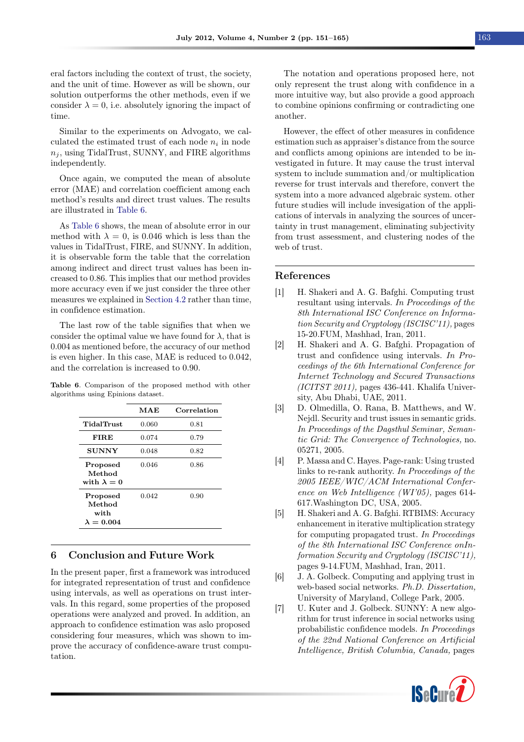eral factors including the context of trust, the society, and the unit of time. However as will be shown, our solution outperforms the other methods, even if we consider $\lambda = 0$, i.e. absolutely ignoring the impact of time.

Similar to the experiments on Advogato, we calculated the estimated trust of each node $n_i$ in node $n_j$, using TidalTrust, SUNNY, and FIRE algorithms independently.

Once again, we computed the mean of absolute error (MAE) and correlation coefficient among each method's results and direct trust values. The results are illustrated in Table 6.

As Table 6 shows, the mean of absolute error in our method with $\lambda = 0$, is 0.046 which is less than the values in TidalTrust, FIRE, and SUNNY. In addition, it is observable form the table that the correlation among indirect and direct trust values has been increased to 0.86. This implies that our method provides more accuracy even if we just consider the three other measures we explained in Section 4.2 rather than time, in confidence estimation.

The last row of the table signifies that when we consider the optimal value we have found for $\lambda$, that is 0.004 as mentioned before, the accuracy of our method is even higher. In this case, MAE is reduced to 0.042, and the correlation is increased to 0.90.

**Table 6**. Comparison of the proposed method with other algorithms using Epinions dataset.

| | MAE | Correlation |
|---|---|---|
| **TidalTrust** | 0.060 | 0.81 |
| **FIRE** | 0.074 | 0.79 |
| **SUNNY** | 0.048 | 0.82 |
| **Proposed Method with $\boldsymbol{\lambda = 0}$** | 0.046 | 0.86 |
| **Proposed Method with $\boldsymbol{\lambda = 0.004}$** | 0.042 | 0.90 |

## 6 Conclusion and Future Work

In the present paper, first a framework was introduced for integrated representation of trust and confidence using intervals, as well as operations on trust intervals. In this regard, some properties of the proposed operations were analyzed and proved. In addition, an approach to confidence estimation was aslo proposed considering four measures, which was shown to improve the accuracy of confidence-aware trust computation.

The notation and operations proposed here, not only represent the trust along with confidence in a more intuitive way, but also provide a good approach to combine opinions confirming or contradicting one another.

However, the effect of other measures in confidence estimation such as appraiser's distance from the source and conflicts among opinions are intended to be investigated in future. It may cause the trust interval system to include summation and/or multiplication reverse for trust intervals and therefore, convert the system into a more advanced algebraic system. other future studies will include invesigation of the applications of intervals in analyzing the sources of uncertainty in trust management, eliminating subjectivity from trust assessment, and clustering nodes of the web of trust.

## References

[1] H. Shakeri and A. G. Bafghi. Computing trust resultant using intervals. *In Proceedings of the 8th International ISC Conference on Information Security and Cryptology (ISCISC'11),* pages 15-20.FUM, Mashhad, Iran, 2011.

[2] H. Shakeri and A. G. Bafghi. Propagation of trust and confidence using intervals. *In Proceedings of the 6th International Conference for Internet Technology and Secured Transactions (ICITST 2011),* pages 436-441. Khalifa University, Abu Dhabi, UAE, 2011.

[3] D. Olmedilla, O. Rana, B. Matthews, and W. Nejdl. Security and trust issues in semantic grids. *In Proceedings of the Dagsthul Seminar, Semantic Grid: The Convergence of Technologies,* no. 05271, 2005.

[4] P. Massa and C. Hayes. Page-rank: Using trusted links to re-rank authority. *In Proceedings of the 2005 IEEE/WIC/ACM International Conference on Web Intelligence (WI'05),* pages 614-617.Washington DC, USA, 2005.

[5] H. Shakeri and A. G. Bafghi. RTBIMS: Accuracy enhancement in iterative multiplication strategy for computing propagated trust. *In Proceedings of the 8th International ISC Conference onInformation Security and Cryptology (ISCISC'11),* pages 9-14.FUM, Mashhad, Iran, 2011.

[6] J. A. Golbeck. Computing and applying trust in web-based social networks. *Ph.D. Dissertation,* University of Maryland, College Park, 2005.

[7] U. Kuter and J. Golbeck. SUNNY: A new algorithm for trust inference in social networks using probabilistic confidence models. *In Proceedings of the 22nd National Conference on Artificial Intelligence, British Columbia, Canada,* pages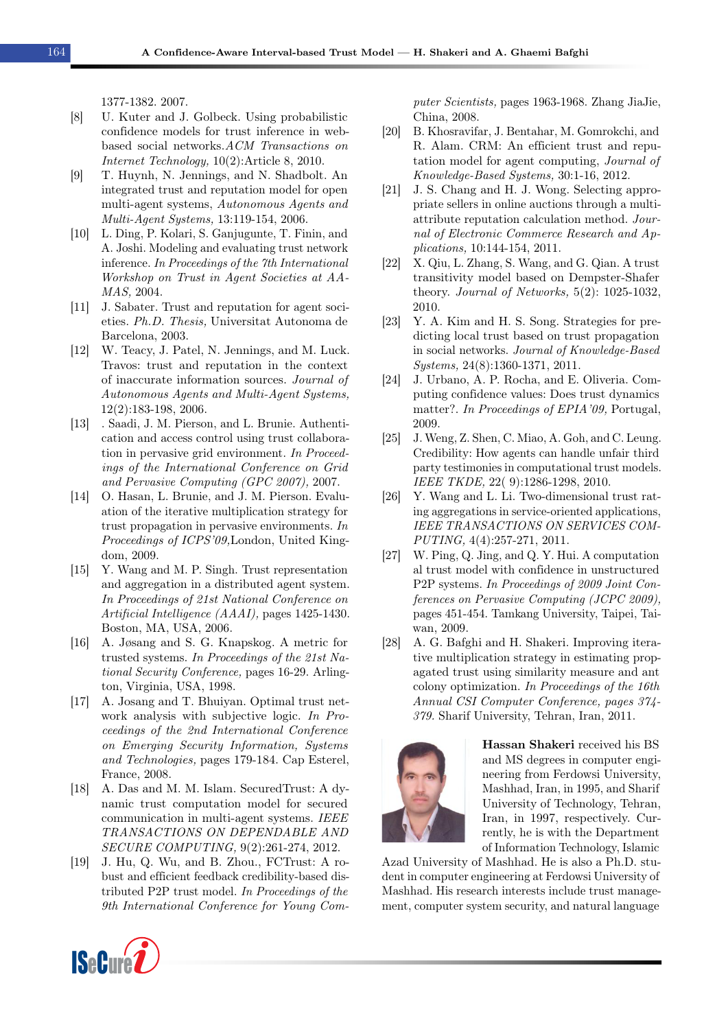1377-1382. 2007.

[8] U. Kuter and J. Golbeck. Using probabilistic confidence models for trust inference in web-based social networks. *ACM Transactions on Internet Technology,* 10(2):Article 8, 2010.

[9] T. Huynh, N. Jennings, and N. Shadbolt. An integrated trust and reputation model for open multi-agent systems, *Autonomous Agents and Multi-Agent Systems,* 13:119-154, 2006.

[10] L. Ding, P. Kolari, S. Ganjugunte, T. Finin, and A. Joshi. Modeling and evaluating trust network inference. *In Proceedings of the 7th International Workshop on Trust in Agent Societies at AA-MAS,* 2004.

[11] J. Sabater. Trust and reputation for agent societies. *Ph.D. Thesis,* Universitat Autonoma de Barcelona, 2003.

[12] W. Teacy, J. Patel, N. Jennings, and M. Luck. Travos: trust and reputation in the context of inaccurate information sources. *Journal of Autonomous Agents and Multi-Agent Systems,* 12(2):183-198, 2006.

[13] . Saadi, J. M. Pierson, and L. Brunie. Authentication and access control using trust collaboration in pervasive grid environment. *In Proceedings of the International Conference on Grid and Pervasive Computing (GPC 2007),* 2007.

[14] O. Hasan, L. Brunie, and J. M. Pierson. Evaluation of the iterative multiplication strategy for trust propagation in pervasive environments. *In Proceedings of ICPS'09,*London, United Kingdom, 2009.

[15] Y. Wang and M. P. Singh. Trust representation and aggregation in a distributed agent system. *In Proceedings of 21st National Conference on Artificial Intelligence (AAAI),* pages 1425-1430. Boston, MA, USA, 2006.

[16] A. Jøsang and S. G. Knapskog. A metric for trusted systems. *In Proceedings of the 21st National Security Conference,* pages 16-29. Arlington, Virginia, USA, 1998.

[17] A. Josang and T. Bhuiyan. Optimal trust network analysis with subjective logic. *In Proceedings of the 2nd International Conference on Emerging Security Information, Systems and Technologies,* pages 179-184. Cap Esterel, France, 2008.

[18] A. Das and M. M. Islam. SecuredTrust: A dynamic trust computation model for secured communication in multi-agent systems. *IEEE TRANSACTIONS ON DEPENDABLE AND SECURE COMPUTING,* 9(2):261-274, 2012.

[19] J. Hu, Q. Wu, and B. Zhou., FCTrust: A robust and efficient feedback credibility-based distributed P2P trust model. *In Proceedings of the 9th International Conference for Young Computer Scientists,* pages 1963-1968. Zhang JiaJie, China, 2008.

[20] B. Khosravifar, J. Bentahar, M. Gomrokchi, and R. Alam. CRM: An efficient trust and reputation model for agent computing, *Journal of Knowledge-Based Systems,* 30:1-16, 2012.

[21] J. S. Chang and H. J. Wong. Selecting appropriate sellers in online auctions through a multi-attribute reputation calculation method. *Journal of Electronic Commerce Research and Applications,* 10:144-154, 2011.

[22] X. Qiu, L. Zhang, S. Wang, and G. Qian. A trust transitivity model based on Dempster-Shafer theory. *Journal of Networks,* 5(2): 1025-1032, 2010.

[23] Y. A. Kim and H. S. Song. Strategies for predicting local trust based on trust propagation in social networks. *Journal of Knowledge-Based Systems,* 24(8):1360-1371, 2011.

[24] J. Urbano, A. P. Rocha, and E. Oliveria. Computing confidence values: Does trust dynamics matter?. *In Proceedings of EPIA'09,* Portugal, 2009.

[25] J. Weng, Z. Shen, C. Miao, A. Goh, and C. Leung. Credibility: How agents can handle unfair third party testimonies in computational trust models. *IEEE TKDE,* 22( 9):1286-1298, 2010.

[26] Y. Wang and L. Li. Two-dimensional trust rating aggregations in service-oriented applications, *IEEE TRANSACTIONS ON SERVICES COMPUTING,* 4(4):257-271, 2011.

[27] W. Ping, Q. Jing, and Q. Y. Hui. A computation al trust model with confidence in unstructured P2P systems. *In Proceedings of 2009 Joint Conferences on Pervasive Computing (JCPC 2009),* pages 451-454. Tamkang University, Taipei, Taiwan, 2009.

[28] A. G. Bafghi and H. Shakeri. Improving iterative multiplication strategy in estimating propagated trust using similarity measure and ant colony optimization. *In Proceedings of the 16th Annual CSI Computer Conference, pages 374-379.* Sharif University, Tehran, Iran, 2011.

**Hassan Shakeri** received his BS and MS degrees in computer engineering from Ferdowsi University, Mashhad, Iran, in 1995, and Sharif University of Technology, Tehran, Iran, in 1997, respectively. Currently, he is with the Department of Information Technology, Islamic Azad University of Mashhad. He is also a Ph.D. student in computer engineering at Ferdowsi University of Mashhad. His research interests include trust management, computer system security, and natural language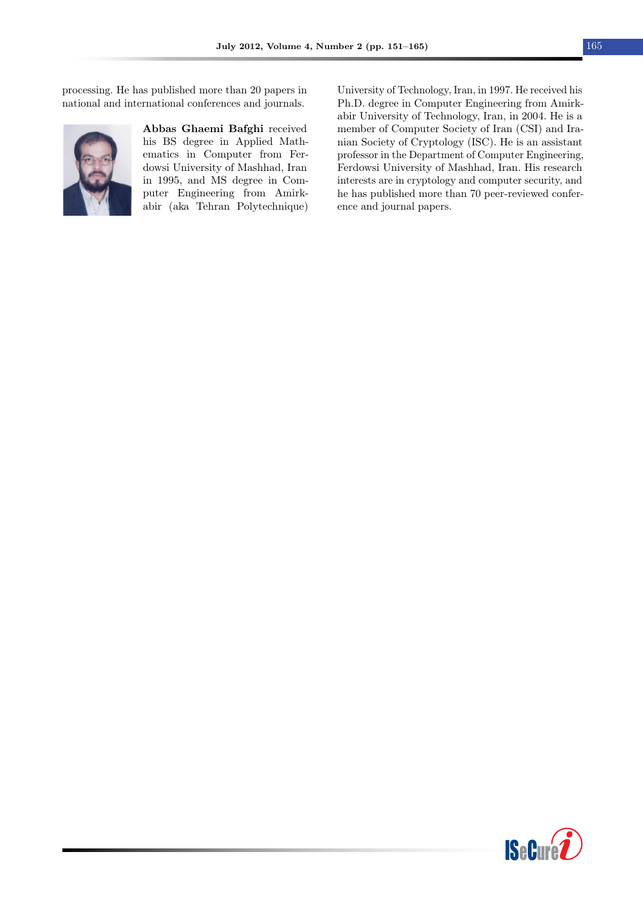processing. He has published more than 20 papers in national and international conferences and journals.

**Abbas Ghaemi Bafghi** received his BS degree in Applied Mathematics in Computer from Ferdowsi University of Mashhad, Iran in 1995, and MS degree in Computer Engineering from Amirkabir (aka Tehran Polytechnique) University of Technology, Iran, in 1997. He received his Ph.D. degree in Computer Engineering from Amirkabir University of Technology, Iran, in 2004. He is a member of Computer Society of Iran (CSI) and Iranian Society of Cryptology (ISC). He is an assistant professor in the Department of Computer Engineering, Ferdowsi University of Mashhad, Iran. His research interests are in cryptology and computer security, and he has published more than 70 peer-reviewed conference and journal papers.